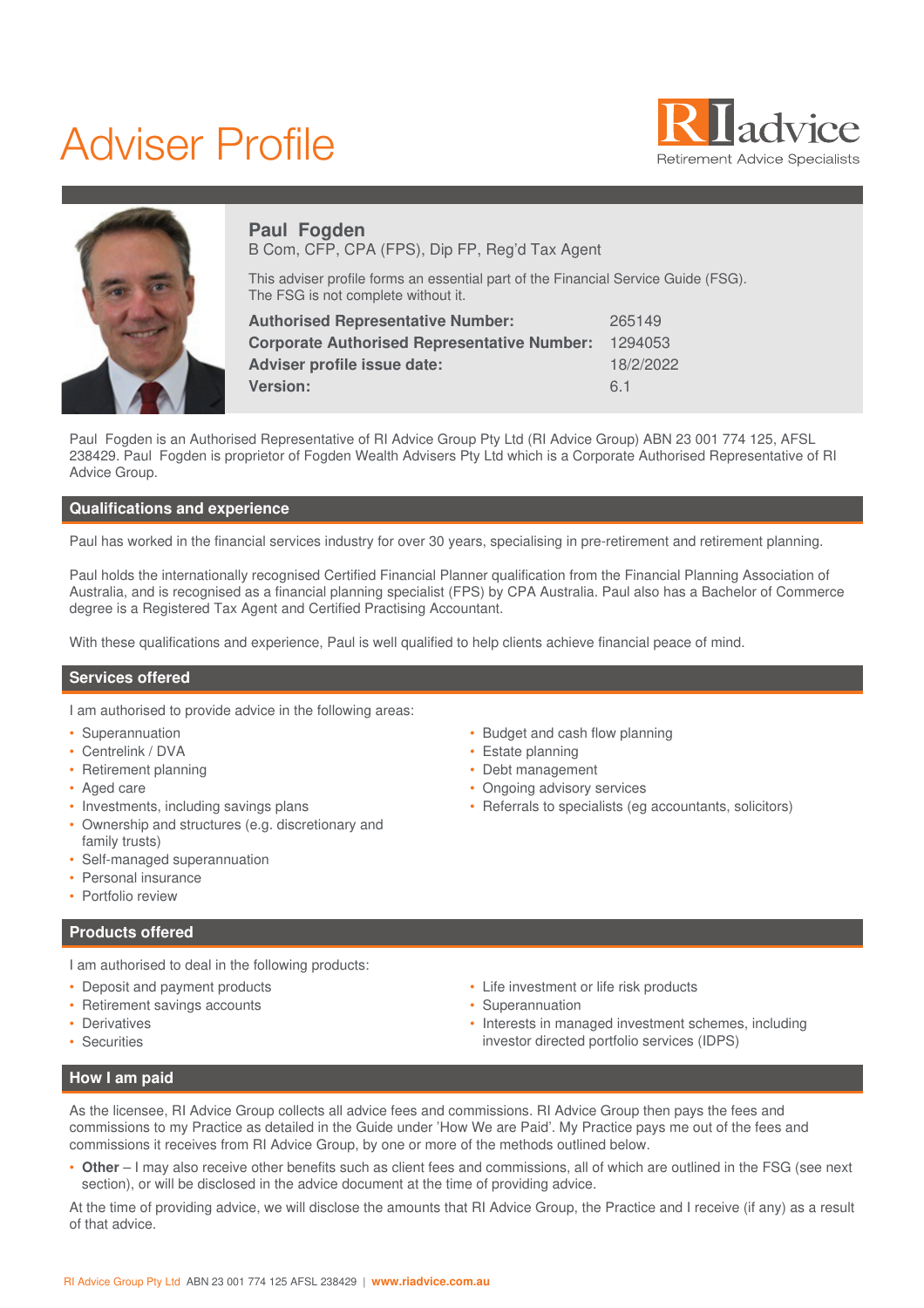# Adviser Profile

RI advice
Retirement Advice Specialists

## Paul  Fogden

B Com, CFP, CPA (FPS), Dip FP, Reg'd Tax Agent

This adviser profile forms an essential part of the Financial Service Guide (FSG). The FSG is not complete without it.

| | |
|---|---|
| **Authorised Representative Number:** | 265149 |
| **Corporate Authorised Representative Number:** | 1294053 |
| **Adviser profile issue date:** | 18/2/2022 |
| **Version:** | 6.1 |

Paul  Fogden is an Authorised Representative of RI Advice Group Pty Ltd (RI Advice Group) ABN 23 001 774 125, AFSL 238429. Paul  Fogden is proprietor of Fogden Wealth Advisers Pty Ltd which is a Corporate Authorised Representative of RI Advice Group.

## Qualifications and experience

Paul has worked in the financial services industry for over 30 years, specialising in pre-retirement and retirement planning.

Paul holds the internationally recognised Certified Financial Planner qualification from the Financial Planning Association of Australia, and is recognised as a financial planning specialist (FPS) by CPA Australia. Paul also has a Bachelor of Commerce degree is a Registered Tax Agent and Certified Practising Accountant.

With these qualifications and experience, Paul is well qualified to help clients achieve financial peace of mind.

## Services offered

I am authorised to provide advice in the following areas:

- Superannuation
- Centrelink / DVA
- Retirement planning
- Aged care
- Investments, including savings plans
- Ownership and structures (e.g. discretionary and family trusts)
- Self-managed superannuation
- Personal insurance
- Portfolio review
- Budget and cash flow planning
- Estate planning
- Debt management
- Ongoing advisory services
- Referrals to specialists (eg accountants, solicitors)

## Products offered

I am authorised to deal in the following products:

- Deposit and payment products
- Retirement savings accounts
- Derivatives
- Securities
- Life investment or life risk products
- Superannuation
- Interests in managed investment schemes, including investor directed portfolio services (IDPS)

## How I am paid

As the licensee, RI Advice Group collects all advice fees and commissions. RI Advice Group then pays the fees and commissions to my Practice as detailed in the Guide under 'How We are Paid'. My Practice pays me out of the fees and commissions it receives from RI Advice Group, by one or more of the methods outlined below.

- **Other** – I may also receive other benefits such as client fees and commissions, all of which are outlined in the FSG (see next section), or will be disclosed in the advice document at the time of providing advice.

At the time of providing advice, we will disclose the amounts that RI Advice Group, the Practice and I receive (if any) as a result of that advice.

RI Advice Group Pty Ltd  ABN 23 001 774 125 AFSL 238429  |  **www.riadvice.com.au**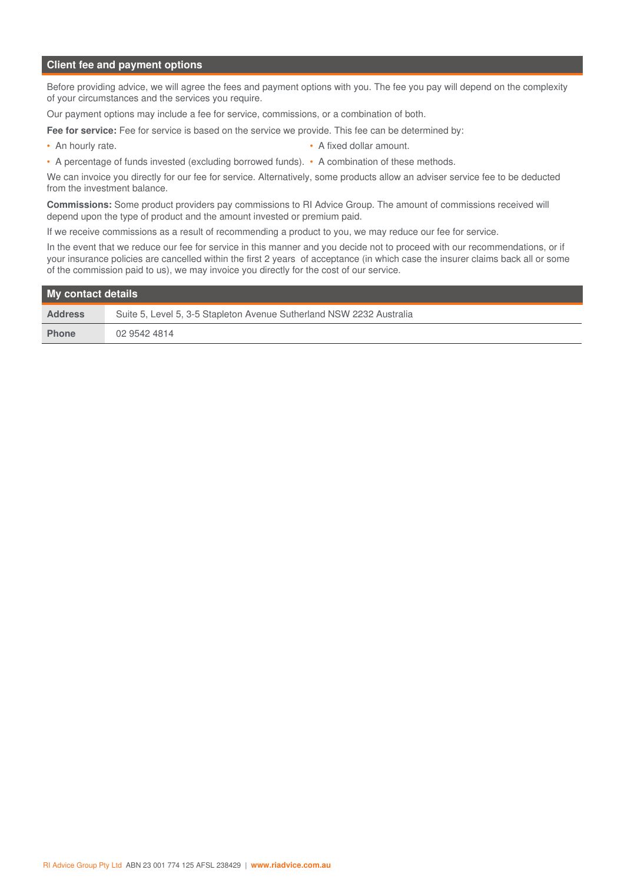## Client fee and payment options

Before providing advice, we will agree the fees and payment options with you. The fee you pay will depend on the complexity of your circumstances and the services you require.

Our payment options may include a fee for service, commissions, or a combination of both.

**Fee for service:** Fee for service is based on the service we provide. This fee can be determined by:

- An hourly rate.
- A fixed dollar amount.
- A percentage of funds invested (excluding borrowed funds).
- A combination of these methods.

We can invoice you directly for our fee for service. Alternatively, some products allow an adviser service fee to be deducted from the investment balance.

**Commissions:** Some product providers pay commissions to RI Advice Group. The amount of commissions received will depend upon the type of product and the amount invested or premium paid.

If we receive commissions as a result of recommending a product to you, we may reduce our fee for service.

In the event that we reduce our fee for service in this manner and you decide not to proceed with our recommendations, or if your insurance policies are cancelled within the first 2 years of acceptance (in which case the insurer claims back all or some of the commission paid to us), we may invoice you directly for the cost of our service.

## My contact details

| | |
|---|---|
| **Address** | Suite 5, Level 5, 3-5 Stapleton Avenue Sutherland NSW 2232 Australia |
| **Phone** | 02 9542 4814 |

RI Advice Group Pty Ltd ABN 23 001 774 125 AFSL 238429 | **www.riadvice.com.au**